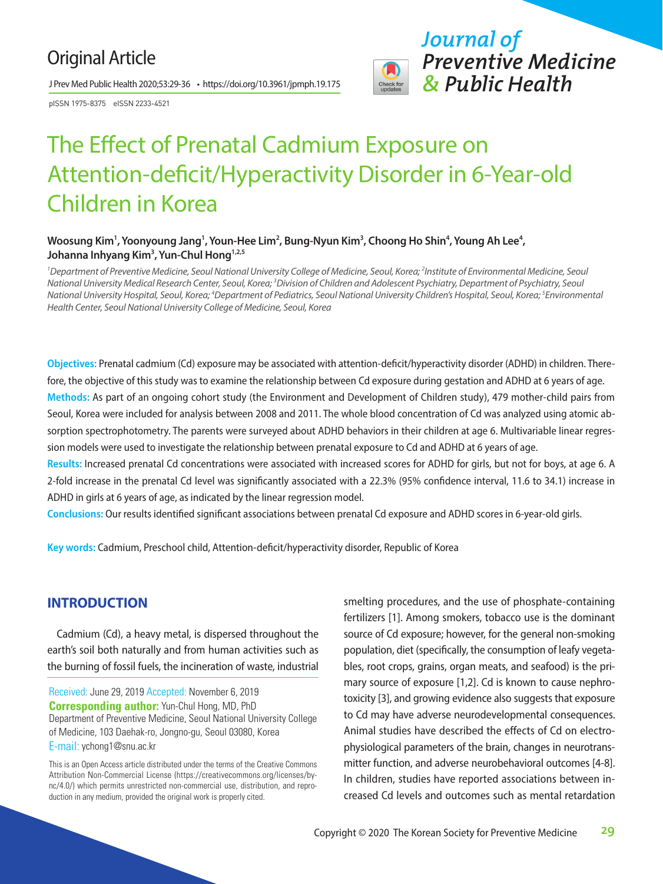Original Article

pISSN 1975-8375 eISSN 2233-4521

# The Effect of Prenatal Cadmium Exposure on Attention-deficit/Hyperactivity Disorder in 6-Year-old Children in Korea

**Woosung Kim[1], Yoonyoung Jang[1], Youn-Hee Lim[2], Bung-Nyun Kim[3], Choong Ho Shin[4], Young Ah Lee[4], Johanna Inhyang Kim[3], Yun-Chul Hong[1,2,5]**

*[1]Department of Preventive Medicine, Seoul National University College of Medicine, Seoul, Korea; [2]Institute of Environmental Medicine, Seoul National University Medical Research Center, Seoul, Korea; [3]Division of Children and Adolescent Psychiatry, Department of Psychiatry, Seoul National University Hospital, Seoul, Korea; [4]Department of Pediatrics, Seoul National University Children's Hospital, Seoul, Korea; [5]Environmental Health Center, Seoul National University College of Medicine, Seoul, Korea*

**Objectives:** Prenatal cadmium (Cd) exposure may be associated with attention-deficit/hyperactivity disorder (ADHD) in children. Therefore, the objective of this study was to examine the relationship between Cd exposure during gestation and ADHD at 6 years of age.

**Methods:** As part of an ongoing cohort study (the Environment and Development of Children study), 479 mother-child pairs from Seoul, Korea were included for analysis between 2008 and 2011. The whole blood concentration of Cd was analyzed using atomic absorption spectrophotometry. The parents were surveyed about ADHD behaviors in their children at age 6. Multivariable linear regression models were used to investigate the relationship between prenatal exposure to Cd and ADHD at 6 years of age.

**Results:** Increased prenatal Cd concentrations were associated with increased scores for ADHD for girls, but not for boys, at age 6. A 2-fold increase in the prenatal Cd level was significantly associated with a 22.3% (95% confidence interval, 11.6 to 34.1) increase in ADHD in girls at 6 years of age, as indicated by the linear regression model.

**Conclusions:** Our results identified significant associations between prenatal Cd exposure and ADHD scores in 6-year-old girls.

**Key words:** Cadmium, Preschool child, Attention-deficit/hyperactivity disorder, Republic of Korea

## INTRODUCTION

Cadmium (Cd), a heavy metal, is dispersed throughout the earth's soil both naturally and from human activities such as the burning of fossil fuels, the incineration of waste, industrial smelting procedures, and the use of phosphate-containing fertilizers [1]. Among smokers, tobacco use is the dominant source of Cd exposure; however, for the general non-smoking population, diet (specifically, the consumption of leafy vegetables, root crops, grains, organ meats, and seafood) is the primary source of exposure [1,2]. Cd is known to cause nephrotoxicity [3], and growing evidence also suggests that exposure to Cd may have adverse neurodevelopmental consequences. Animal studies have described the effects of Cd on electrophysiological parameters of the brain, changes in neurotransmitter function, and adverse neurobehavioral outcomes [4-8]. In children, studies have reported associations between increased Cd levels and outcomes such as mental retardation

Received: June 29, 2019 Accepted: November 6, 2019
**Corresponding author:** Yun-Chul Hong, MD, PhD
Department of Preventive Medicine, Seoul National University College of Medicine, 103 Daehak-ro, Jongno-gu, Seoul 03080, Korea
E-mail: ychong1@snu.ac.kr

This is an Open Access article distributed under the terms of the Creative Commons Attribution Non-Commercial License (https://creativecommons.org/licenses/by-nc/4.0/) which permits unrestricted non-commercial use, distribution, and reproduction in any medium, provided the original work is properly cited.

Copyright © 2020 The Korean Society for Preventive Medicine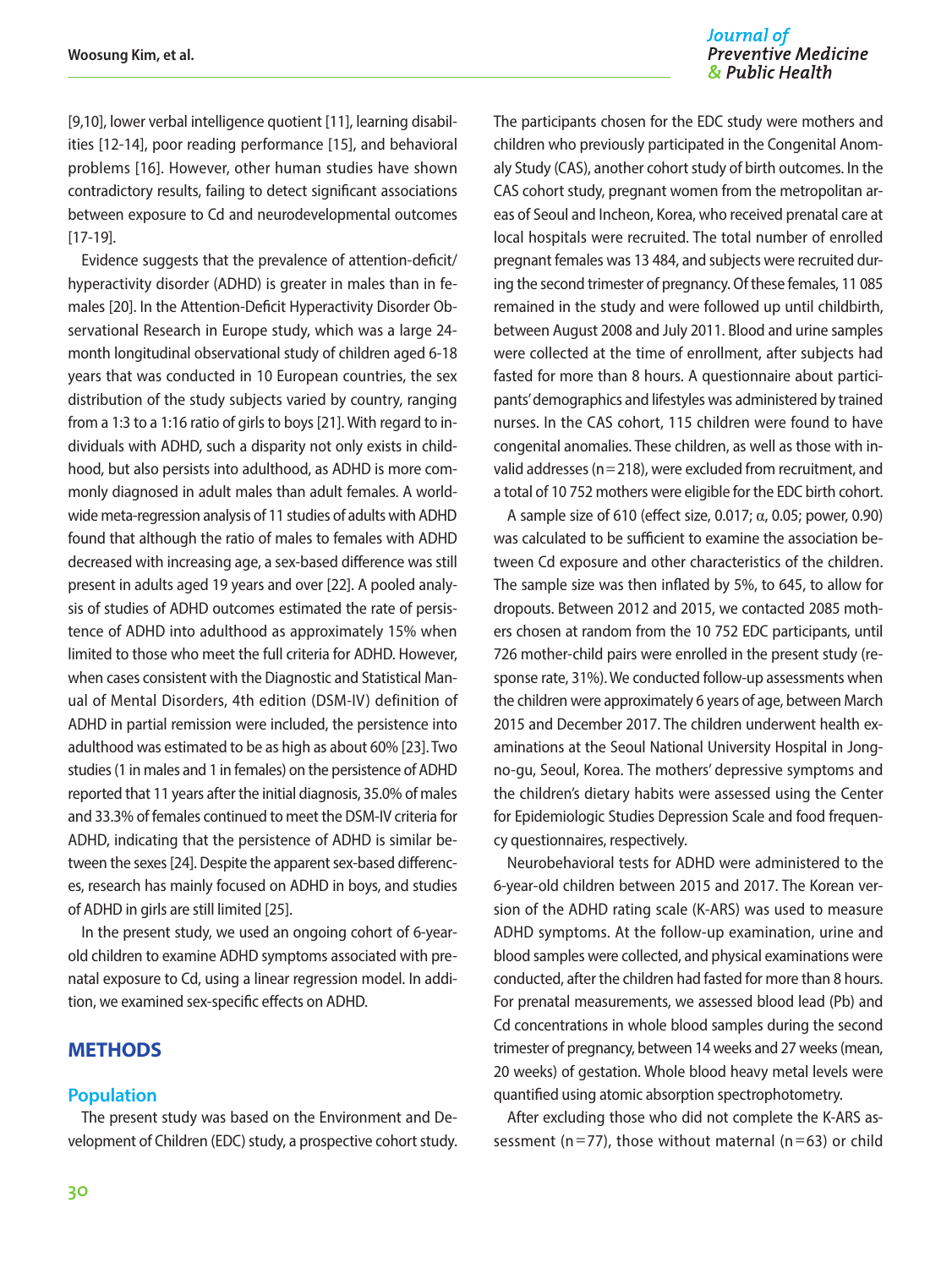[9,10], lower verbal intelligence quotient [11], learning disabilities [12-14], poor reading performance [15], and behavioral problems [16]. However, other human studies have shown contradictory results, failing to detect significant associations between exposure to Cd and neurodevelopmental outcomes [17-19].

Evidence suggests that the prevalence of attention-deficit/hyperactivity disorder (ADHD) is greater in males than in females [20]. In the Attention-Deficit Hyperactivity Disorder Observational Research in Europe study, which was a large 24-month longitudinal observational study of children aged 6-18 years that was conducted in 10 European countries, the sex distribution of the study subjects varied by country, ranging from a 1:3 to a 1:16 ratio of girls to boys [21]. With regard to individuals with ADHD, such a disparity not only exists in childhood, but also persists into adulthood, as ADHD is more commonly diagnosed in adult males than adult females. A worldwide meta-regression analysis of 11 studies of adults with ADHD found that although the ratio of males to females with ADHD decreased with increasing age, a sex-based difference was still present in adults aged 19 years and over [22]. A pooled analysis of studies of ADHD outcomes estimated the rate of persistence of ADHD into adulthood as approximately 15% when limited to those who meet the full criteria for ADHD. However, when cases consistent with the Diagnostic and Statistical Manual of Mental Disorders, 4th edition (DSM-IV) definition of ADHD in partial remission were included, the persistence into adulthood was estimated to be as high as about 60% [23]. Two studies (1 in males and 1 in females) on the persistence of ADHD reported that 11 years after the initial diagnosis, 35.0% of males and 33.3% of females continued to meet the DSM-IV criteria for ADHD, indicating that the persistence of ADHD is similar between the sexes [24]. Despite the apparent sex-based differences, research has mainly focused on ADHD in boys, and studies of ADHD in girls are still limited [25].

In the present study, we used an ongoing cohort of 6-year-old children to examine ADHD symptoms associated with prenatal exposure to Cd, using a linear regression model. In addition, we examined sex-specific effects on ADHD.

## METHODS

### Population

The present study was based on the Environment and Development of Children (EDC) study, a prospective cohort study. The participants chosen for the EDC study were mothers and children who previously participated in the Congenital Anomaly Study (CAS), another cohort study of birth outcomes. In the CAS cohort study, pregnant women from the metropolitan areas of Seoul and Incheon, Korea, who received prenatal care at local hospitals were recruited. The total number of enrolled pregnant females was 13 484, and subjects were recruited during the second trimester of pregnancy. Of these females, 11 085 remained in the study and were followed up until childbirth, between August 2008 and July 2011. Blood and urine samples were collected at the time of enrollment, after subjects had fasted for more than 8 hours. A questionnaire about participants' demographics and lifestyles was administered by trained nurses. In the CAS cohort, 115 children were found to have congenital anomalies. These children, as well as those with invalid addresses (n=218), were excluded from recruitment, and a total of 10 752 mothers were eligible for the EDC birth cohort.

A sample size of 610 (effect size, 0.017; α, 0.05; power, 0.90) was calculated to be sufficient to examine the association between Cd exposure and other characteristics of the children. The sample size was then inflated by 5%, to 645, to allow for dropouts. Between 2012 and 2015, we contacted 2085 mothers chosen at random from the 10 752 EDC participants, until 726 mother-child pairs were enrolled in the present study (response rate, 31%). We conducted follow-up assessments when the children were approximately 6 years of age, between March 2015 and December 2017. The children underwent health examinations at the Seoul National University Hospital in Jongno-gu, Seoul, Korea. The mothers' depressive symptoms and the children's dietary habits were assessed using the Center for Epidemiologic Studies Depression Scale and food frequency questionnaires, respectively.

Neurobehavioral tests for ADHD were administered to the 6-year-old children between 2015 and 2017. The Korean version of the ADHD rating scale (K-ARS) was used to measure ADHD symptoms. At the follow-up examination, urine and blood samples were collected, and physical examinations were conducted, after the children had fasted for more than 8 hours. For prenatal measurements, we assessed blood lead (Pb) and Cd concentrations in whole blood samples during the second trimester of pregnancy, between 14 weeks and 27 weeks (mean, 20 weeks) of gestation. Whole blood heavy metal levels were quantified using atomic absorption spectrophotometry.

After excluding those who did not complete the K-ARS assessment (n=77), those without maternal (n=63) or child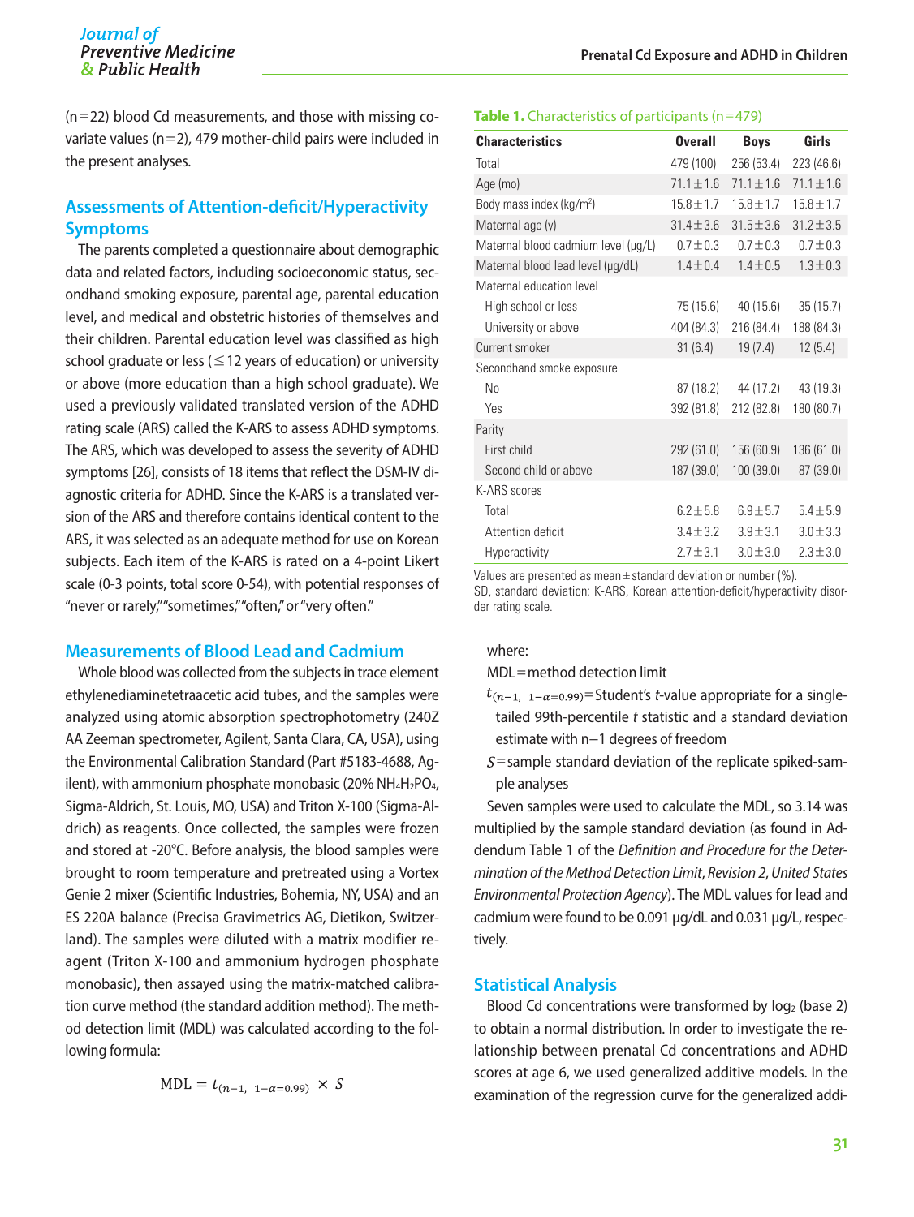(n=22) blood Cd measurements, and those with missing covariate values (n=2), 479 mother-child pairs were included in the present analyses.

## Assessments of Attention-deficit/Hyperactivity Symptoms

The parents completed a questionnaire about demographic data and related factors, including socioeconomic status, secondhand smoking exposure, parental age, parental education level, and medical and obstetric histories of themselves and their children. Parental education level was classified as high school graduate or less (≤12 years of education) or university or above (more education than a high school graduate). We used a previously validated translated version of the ADHD rating scale (ARS) called the K-ARS to assess ADHD symptoms. The ARS, which was developed to assess the severity of ADHD symptoms [26], consists of 18 items that reflect the DSM-IV diagnostic criteria for ADHD. Since the K-ARS is a translated version of the ARS and therefore contains identical content to the ARS, it was selected as an adequate method for use on Korean subjects. Each item of the K-ARS is rated on a 4-point Likert scale (0-3 points, total score 0-54), with potential responses of "never or rarely," "sometimes," "often," or "very often."

## Measurements of Blood Lead and Cadmium

Whole blood was collected from the subjects in trace element ethylenediaminetetraacetic acid tubes, and the samples were analyzed using atomic absorption spectrophotometry (240Z AA Zeeman spectrometer, Agilent, Santa Clara, CA, USA), using the Environmental Calibration Standard (Part #5183-4688, Agilent), with ammonium phosphate monobasic (20% $NH_4H_2PO_4$, Sigma-Aldrich, St. Louis, MO, USA) and Triton X-100 (Sigma-Aldrich) as reagents. Once collected, the samples were frozen and stored at -20°C. Before analysis, the blood samples were brought to room temperature and pretreated using a Vortex Genie 2 mixer (Scientific Industries, Bohemia, NY, USA) and an ES 220A balance (Precisa Gravimetrics AG, Dietikon, Switzerland). The samples were diluted with a matrix modifier reagent (Triton X-100 and ammonium hydrogen phosphate monobasic), then assayed using the matrix-matched calibration curve method (the standard addition method). The method detection limit (MDL) was calculated according to the following formula:

$$\text{MDL} = t_{(n-1,\ 1-\alpha=0.99)} \times S$$

**Table 1.** Characteristics of participants (n=479)

| Characteristics | Overall | Boys | Girls |
|---|---|---|---|
| Total | 479 (100) | 256 (53.4) | 223 (46.6) |
| Age (mo) | 71.1±1.6 | 71.1±1.6 | 71.1±1.6 |
| Body mass index (kg/m²) | 15.8±1.7 | 15.8±1.7 | 15.8±1.7 |
| Maternal age (y) | 31.4±3.6 | 31.5±3.6 | 31.2±3.5 |
| Maternal blood cadmium level (μg/L) | 0.7±0.3 | 0.7±0.3 | 0.7±0.3 |
| Maternal blood lead level (μg/dL) | 1.4±0.4 | 1.4±0.5 | 1.3±0.3 |
| Maternal education level | | | |
| High school or less | 75 (15.6) | 40 (15.6) | 35 (15.7) |
| University or above | 404 (84.3) | 216 (84.4) | 188 (84.3) |
| Current smoker | 31 (6.4) | 19 (7.4) | 12 (5.4) |
| Secondhand smoke exposure | | | |
| No | 87 (18.2) | 44 (17.2) | 43 (19.3) |
| Yes | 392 (81.8) | 212 (82.8) | 180 (80.7) |
| Parity | | | |
| First child | 292 (61.0) | 156 (60.9) | 136 (61.0) |
| Second child or above | 187 (39.0) | 100 (39.0) | 87 (39.0) |
| K-ARS scores | | | |
| Total | 6.2±5.8 | 6.9±5.7 | 5.4±5.9 |
| Attention deficit | 3.4±3.2 | 3.9±3.1 | 3.0±3.3 |
| Hyperactivity | 2.7±3.1 | 3.0±3.0 | 2.3±3.0 |

Values are presented as mean±standard deviation or number (%).
SD, standard deviation; K-ARS, Korean attention-deficit/hyperactivity disorder rating scale.

where:

MDL=method detection limit

$t_{(n-1,\ 1-\alpha=0.99)}$=Student's *t*-value appropriate for a single-tailed 99th-percentile *t* statistic and a standard deviation estimate with n−1 degrees of freedom

$S$=sample standard deviation of the replicate spiked-sample analyses

Seven samples were used to calculate the MDL, so 3.14 was multiplied by the sample standard deviation (as found in Addendum Table 1 of the *Definition and Procedure for the Determination of the Method Detection Limit, Revision 2, United States Environmental Protection Agency*). The MDL values for lead and cadmium were found to be 0.091 μg/dL and 0.031 μg/L, respectively.

## Statistical Analysis

Blood Cd concentrations were transformed by $\log_2$ (base 2) to obtain a normal distribution. In order to investigate the relationship between prenatal Cd concentrations and ADHD scores at age 6, we used generalized additive models. In the examination of the regression curve for the generalized addi-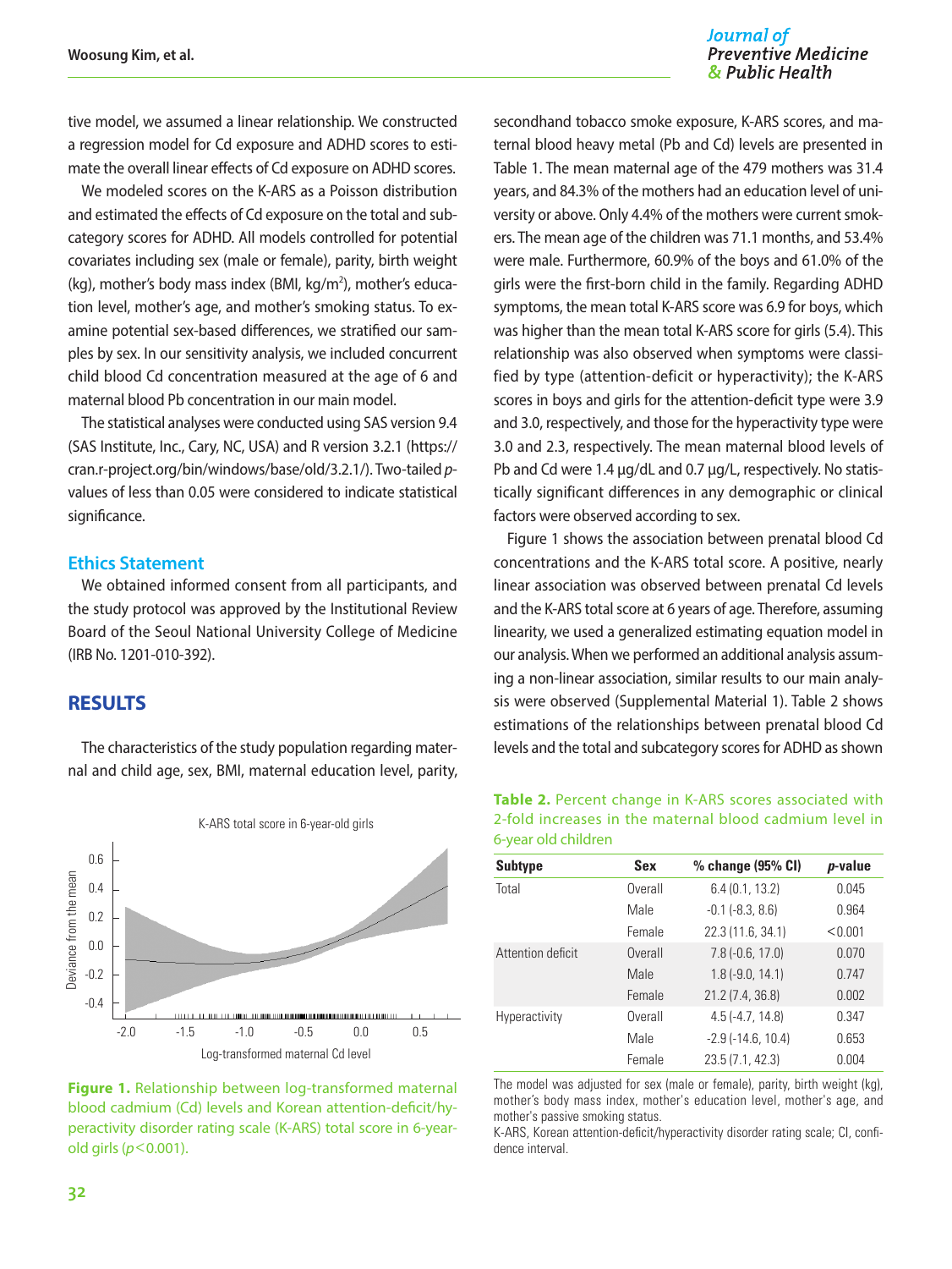tive model, we assumed a linear relationship. We constructed a regression model for Cd exposure and ADHD scores to estimate the overall linear effects of Cd exposure on ADHD scores.

We modeled scores on the K-ARS as a Poisson distribution and estimated the effects of Cd exposure on the total and subcategory scores for ADHD. All models controlled for potential covariates including sex (male or female), parity, birth weight (kg), mother's body mass index (BMI, $kg/m^2$), mother's education level, mother's age, and mother's smoking status. To examine potential sex-based differences, we stratified our samples by sex. In our sensitivity analysis, we included concurrent child blood Cd concentration measured at the age of 6 and maternal blood Pb concentration in our main model.

The statistical analyses were conducted using SAS version 9.4 (SAS Institute, Inc., Cary, NC, USA) and R version 3.2.1 (https://cran.r-project.org/bin/windows/base/old/3.2.1/). Two-tailed *p*-values of less than 0.05 were considered to indicate statistical significance.

### Ethics Statement

We obtained informed consent from all participants, and the study protocol was approved by the Institutional Review Board of the Seoul National University College of Medicine (IRB No. 1201-010-392).

## RESULTS

The characteristics of the study population regarding maternal and child age, sex, BMI, maternal education level, parity, secondhand tobacco smoke exposure, K-ARS scores, and maternal blood heavy metal (Pb and Cd) levels are presented in Table 1. The mean maternal age of the 479 mothers was 31.4 years, and 84.3% of the mothers had an education level of university or above. Only 4.4% of the mothers were current smokers. The mean age of the children was 71.1 months, and 53.4% were male. Furthermore, 60.9% of the boys and 61.0% of the girls were the first-born child in the family. Regarding ADHD symptoms, the mean total K-ARS score was 6.9 for boys, which was higher than the mean total K-ARS score for girls (5.4). This relationship was also observed when symptoms were classified by type (attention-deficit or hyperactivity); the K-ARS scores in boys and girls for the attention-deficit type were 3.9 and 3.0, respectively, and those for the hyperactivity type were 3.0 and 2.3, respectively. The mean maternal blood levels of Pb and Cd were 1.4 μg/dL and 0.7 μg/L, respectively. No statistically significant differences in any demographic or clinical factors were observed according to sex.

Figure 1 shows the association between prenatal blood Cd concentrations and the K-ARS total score. A positive, nearly linear association was observed between prenatal Cd levels and the K-ARS total score at 6 years of age. Therefore, assuming linearity, we used a generalized estimating equation model in our analysis. When we performed an additional analysis assuming a non-linear association, similar results to our main analysis were observed (Supplemental Material 1). Table 2 shows estimations of the relationships between prenatal blood Cd levels and the total and subcategory scores for ADHD as shown

**Figure 1.** Relationship between log-transformed maternal blood cadmium (Cd) levels and Korean attention-deficit/hyperactivity disorder rating scale (K-ARS) total score in 6-year-old girls ($p<0.001$).

**Table 2.** Percent change in K-ARS scores associated with 2-fold increases in the maternal blood cadmium level in 6-year old children

| Subtype | Sex | % change (95% CI) | *p*-value |
|---|---|---|---|
| Total | Overall | 6.4 (0.1, 13.2) | 0.045 |
| | Male | -0.1 (-8.3, 8.6) | 0.964 |
| | Female | 22.3 (11.6, 34.1) | <0.001 |
| Attention deficit | Overall | 7.8 (-0.6, 17.0) | 0.070 |
| | Male | 1.8 (-9.0, 14.1) | 0.747 |
| | Female | 21.2 (7.4, 36.8) | 0.002 |
| Hyperactivity | Overall | 4.5 (-4.7, 14.8) | 0.347 |
| | Male | -2.9 (-14.6, 10.4) | 0.653 |
| | Female | 23.5 (7.1, 42.3) | 0.004 |

The model was adjusted for sex (male or female), parity, birth weight (kg), mother's body mass index, mother's education level, mother's age, and mother's passive smoking status.

K-ARS, Korean attention-deficit/hyperactivity disorder rating scale; CI, confidence interval.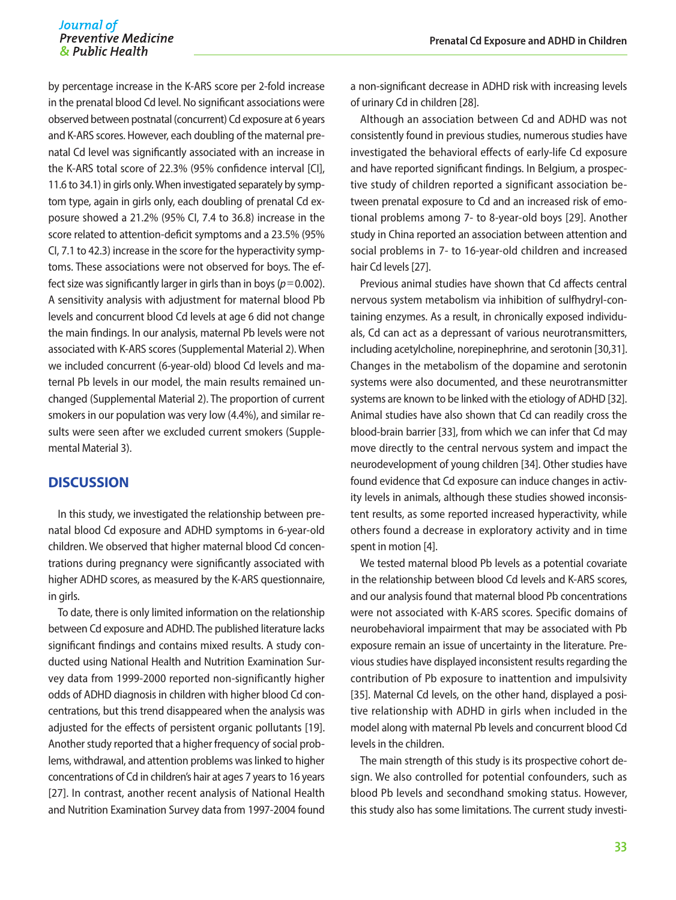by percentage increase in the K-ARS score per 2-fold increase in the prenatal blood Cd level. No significant associations were observed between postnatal (concurrent) Cd exposure at 6 years and K-ARS scores. However, each doubling of the maternal prenatal Cd level was significantly associated with an increase in the K-ARS total score of 22.3% (95% confidence interval [CI], 11.6 to 34.1) in girls only. When investigated separately by symptom type, again in girls only, each doubling of prenatal Cd exposure showed a 21.2% (95% CI, 7.4 to 36.8) increase in the score related to attention-deficit symptoms and a 23.5% (95% CI, 7.1 to 42.3) increase in the score for the hyperactivity symptoms. These associations were not observed for boys. The effect size was significantly larger in girls than in boys ($p=0.002$). A sensitivity analysis with adjustment for maternal blood Pb levels and concurrent blood Cd levels at age 6 did not change the main findings. In our analysis, maternal Pb levels were not associated with K-ARS scores (Supplemental Material 2). When we included concurrent (6-year-old) blood Cd levels and maternal Pb levels in our model, the main results remained unchanged (Supplemental Material 2). The proportion of current smokers in our population was very low (4.4%), and similar results were seen after we excluded current smokers (Supplemental Material 3).

## DISCUSSION

In this study, we investigated the relationship between prenatal blood Cd exposure and ADHD symptoms in 6-year-old children. We observed that higher maternal blood Cd concentrations during pregnancy were significantly associated with higher ADHD scores, as measured by the K-ARS questionnaire, in girls.

To date, there is only limited information on the relationship between Cd exposure and ADHD. The published literature lacks significant findings and contains mixed results. A study conducted using National Health and Nutrition Examination Survey data from 1999-2000 reported non-significantly higher odds of ADHD diagnosis in children with higher blood Cd concentrations, but this trend disappeared when the analysis was adjusted for the effects of persistent organic pollutants [19]. Another study reported that a higher frequency of social problems, withdrawal, and attention problems was linked to higher concentrations of Cd in children's hair at ages 7 years to 16 years [27]. In contrast, another recent analysis of National Health and Nutrition Examination Survey data from 1997-2004 found a non-significant decrease in ADHD risk with increasing levels of urinary Cd in children [28].

Although an association between Cd and ADHD was not consistently found in previous studies, numerous studies have investigated the behavioral effects of early-life Cd exposure and have reported significant findings. In Belgium, a prospective study of children reported a significant association between prenatal exposure to Cd and an increased risk of emotional problems among 7- to 8-year-old boys [29]. Another study in China reported an association between attention and social problems in 7- to 16-year-old children and increased hair Cd levels [27].

Previous animal studies have shown that Cd affects central nervous system metabolism via inhibition of sulfhydryl-containing enzymes. As a result, in chronically exposed individuals, Cd can act as a depressant of various neurotransmitters, including acetylcholine, norepinephrine, and serotonin [30,31]. Changes in the metabolism of the dopamine and serotonin systems were also documented, and these neurotransmitter systems are known to be linked with the etiology of ADHD [32]. Animal studies have also shown that Cd can readily cross the blood-brain barrier [33], from which we can infer that Cd may move directly to the central nervous system and impact the neurodevelopment of young children [34]. Other studies have found evidence that Cd exposure can induce changes in activity levels in animals, although these studies showed inconsistent results, as some reported increased hyperactivity, while others found a decrease in exploratory activity and in time spent in motion [4].

We tested maternal blood Pb levels as a potential covariate in the relationship between blood Cd levels and K-ARS scores, and our analysis found that maternal blood Pb concentrations were not associated with K-ARS scores. Specific domains of neurobehavioral impairment that may be associated with Pb exposure remain an issue of uncertainty in the literature. Previous studies have displayed inconsistent results regarding the contribution of Pb exposure to inattention and impulsivity [35]. Maternal Cd levels, on the other hand, displayed a positive relationship with ADHD in girls when included in the model along with maternal Pb levels and concurrent blood Cd levels in the children.

The main strength of this study is its prospective cohort design. We also controlled for potential confounders, such as blood Pb levels and secondhand smoking status. However, this study also has some limitations. The current study investi-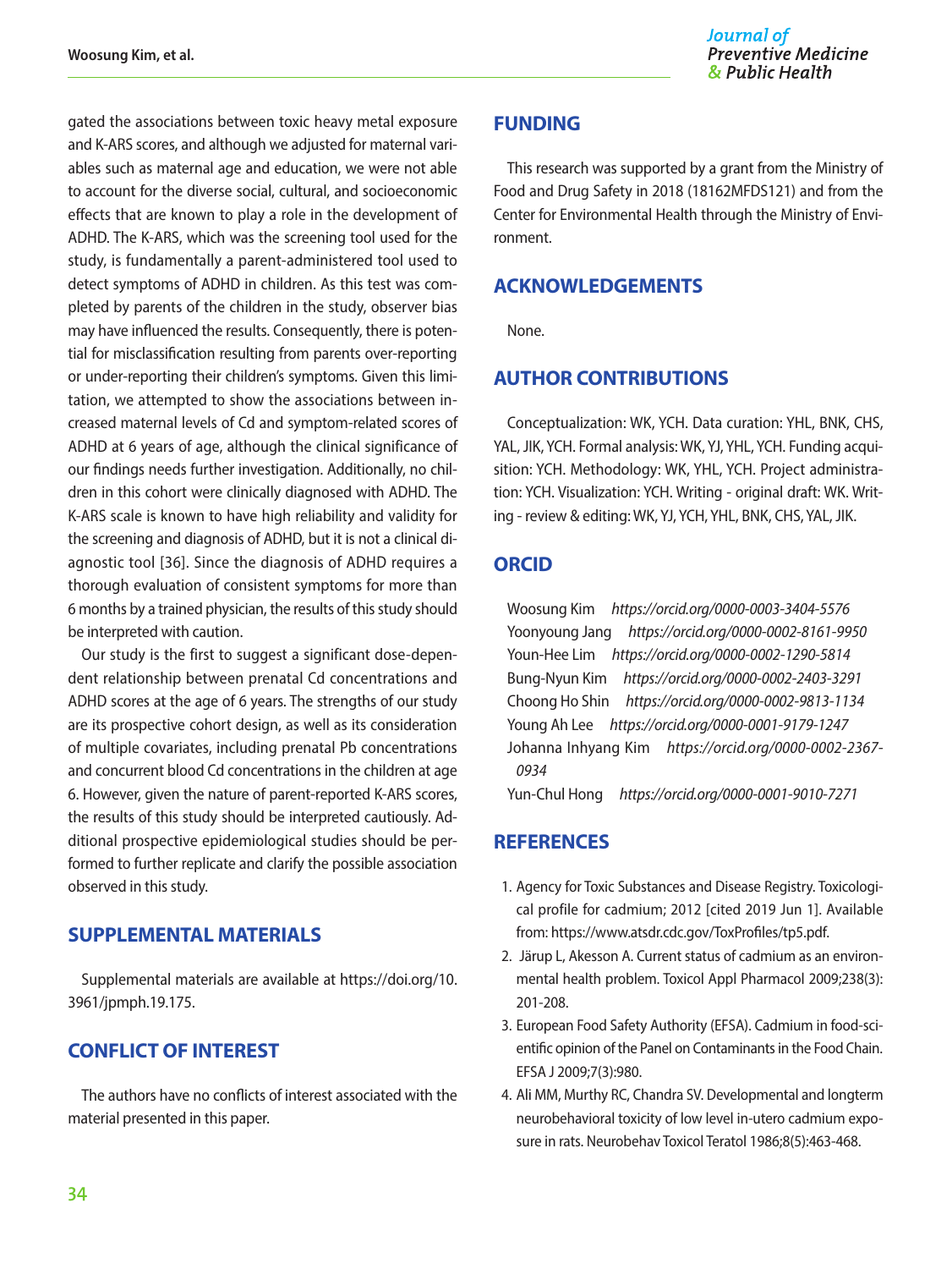gated the associations between toxic heavy metal exposure and K-ARS scores, and although we adjusted for maternal variables such as maternal age and education, we were not able to account for the diverse social, cultural, and socioeconomic effects that are known to play a role in the development of ADHD. The K-ARS, which was the screening tool used for the study, is fundamentally a parent-administered tool used to detect symptoms of ADHD in children. As this test was completed by parents of the children in the study, observer bias may have influenced the results. Consequently, there is potential for misclassification resulting from parents over-reporting or under-reporting their children's symptoms. Given this limitation, we attempted to show the associations between increased maternal levels of Cd and symptom-related scores of ADHD at 6 years of age, although the clinical significance of our findings needs further investigation. Additionally, no children in this cohort were clinically diagnosed with ADHD. The K-ARS scale is known to have high reliability and validity for the screening and diagnosis of ADHD, but it is not a clinical diagnostic tool [36]. Since the diagnosis of ADHD requires a thorough evaluation of consistent symptoms for more than 6 months by a trained physician, the results of this study should be interpreted with caution.

Our study is the first to suggest a significant dose-dependent relationship between prenatal Cd concentrations and ADHD scores at the age of 6 years. The strengths of our study are its prospective cohort design, as well as its consideration of multiple covariates, including prenatal Pb concentrations and concurrent blood Cd concentrations in the children at age 6. However, given the nature of parent-reported K-ARS scores, the results of this study should be interpreted cautiously. Additional prospective epidemiological studies should be performed to further replicate and clarify the possible association observed in this study.

## SUPPLEMENTAL MATERIALS

Supplemental materials are available at https://doi.org/10.3961/jpmph.19.175.

## CONFLICT OF INTEREST

The authors have no conflicts of interest associated with the material presented in this paper.

## FUNDING

This research was supported by a grant from the Ministry of Food and Drug Safety in 2018 (18162MFDS121) and from the Center for Environmental Health through the Ministry of Environment.

## ACKNOWLEDGEMENTS

None.

## AUTHOR CONTRIBUTIONS

Conceptualization: WK, YCH. Data curation: YHL, BNK, CHS, YAL, JIK, YCH. Formal analysis: WK, YJ, YHL, YCH. Funding acquisition: YCH. Methodology: WK, YHL, YCH. Project administration: YCH. Visualization: YCH. Writing - original draft: WK. Writing - review & editing: WK, YJ, YCH, YHL, BNK, CHS, YAL, JIK.

## ORCID

Woosung Kim *https://orcid.org/0000-0003-3404-5576*
Yoonyoung Jang *https://orcid.org/0000-0002-8161-9950*
Youn-Hee Lim *https://orcid.org/0000-0002-1290-5814*
Bung-Nyun Kim *https://orcid.org/0000-0002-2403-3291*
Choong Ho Shin *https://orcid.org/0000-0002-9813-1134*
Young Ah Lee *https://orcid.org/0000-0001-9179-1247*
Johanna Inhyang Kim *https://orcid.org/0000-0002-2367-0934*
Yun-Chul Hong *https://orcid.org/0000-0001-9010-7271*

## REFERENCES

1. Agency for Toxic Substances and Disease Registry. Toxicological profile for cadmium; 2012 [cited 2019 Jun 1]. Available from: https://www.atsdr.cdc.gov/ToxProfiles/tp5.pdf.
2. Järup L, Akesson A. Current status of cadmium as an environmental health problem. Toxicol Appl Pharmacol 2009;238(3):201-208.
3. European Food Safety Authority (EFSA). Cadmium in food-scientific opinion of the Panel on Contaminants in the Food Chain. EFSA J 2009;7(3):980.
4. Ali MM, Murthy RC, Chandra SV. Developmental and longterm neurobehavioral toxicity of low level in-utero cadmium exposure in rats. Neurobehav Toxicol Teratol 1986;8(5):463-468.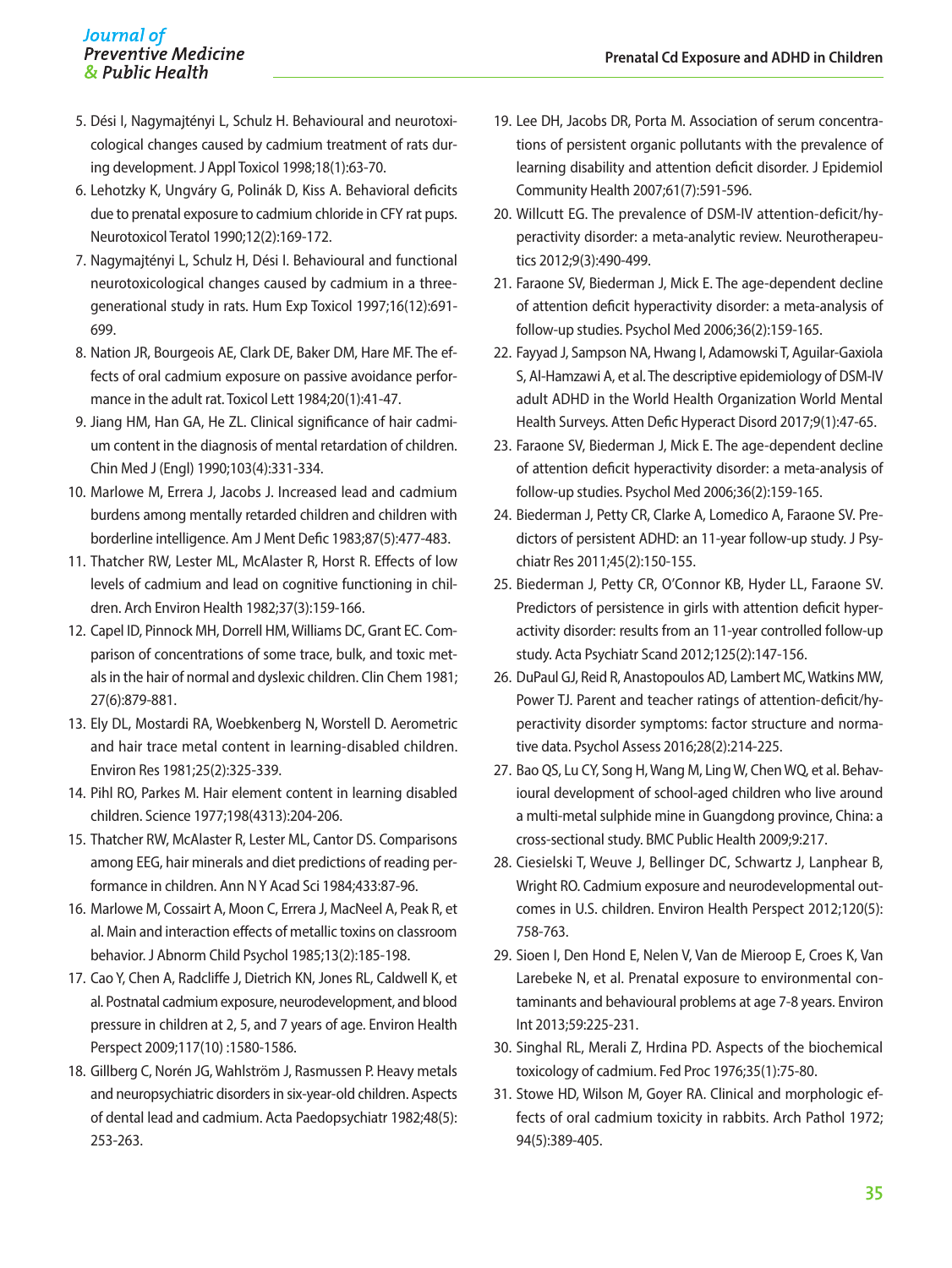5. Dési I, Nagymajtényi L, Schulz H. Behavioural and neurotoxicological changes caused by cadmium treatment of rats during development. J Appl Toxicol 1998;18(1):63-70.
6. Lehotzky K, Ungváry G, Polinák D, Kiss A. Behavioral deficits due to prenatal exposure to cadmium chloride in CFY rat pups. Neurotoxicol Teratol 1990;12(2):169-172.
7. Nagymajtényi L, Schulz H, Dési I. Behavioural and functional neurotoxicological changes caused by cadmium in a three-generational study in rats. Hum Exp Toxicol 1997;16(12):691-699.
8. Nation JR, Bourgeois AE, Clark DE, Baker DM, Hare MF. The effects of oral cadmium exposure on passive avoidance performance in the adult rat. Toxicol Lett 1984;20(1):41-47.
9. Jiang HM, Han GA, He ZL. Clinical significance of hair cadmium content in the diagnosis of mental retardation of children. Chin Med J (Engl) 1990;103(4):331-334.
10. Marlowe M, Errera J, Jacobs J. Increased lead and cadmium burdens among mentally retarded children and children with borderline intelligence. Am J Ment Defic 1983;87(5):477-483.
11. Thatcher RW, Lester ML, McAlaster R, Horst R. Effects of low levels of cadmium and lead on cognitive functioning in children. Arch Environ Health 1982;37(3):159-166.
12. Capel ID, Pinnock MH, Dorrell HM, Williams DC, Grant EC. Comparison of concentrations of some trace, bulk, and toxic metals in the hair of normal and dyslexic children. Clin Chem 1981; 27(6):879-881.
13. Ely DL, Mostardi RA, Woebkenberg N, Worstell D. Aerometric and hair trace metal content in learning-disabled children. Environ Res 1981;25(2):325-339.
14. Pihl RO, Parkes M. Hair element content in learning disabled children. Science 1977;198(4313):204-206.
15. Thatcher RW, McAlaster R, Lester ML, Cantor DS. Comparisons among EEG, hair minerals and diet predictions of reading performance in children. Ann N Y Acad Sci 1984;433:87-96.
16. Marlowe M, Cossairt A, Moon C, Errera J, MacNeel A, Peak R, et al. Main and interaction effects of metallic toxins on classroom behavior. J Abnorm Child Psychol 1985;13(2):185-198.
17. Cao Y, Chen A, Radcliffe J, Dietrich KN, Jones RL, Caldwell K, et al. Postnatal cadmium exposure, neurodevelopment, and blood pressure in children at 2, 5, and 7 years of age. Environ Health Perspect 2009;117(10) :1580-1586.
18. Gillberg C, Norén JG, Wahlström J, Rasmussen P. Heavy metals and neuropsychiatric disorders in six-year-old children. Aspects of dental lead and cadmium. Acta Paedopsychiatr 1982;48(5): 253-263.
19. Lee DH, Jacobs DR, Porta M. Association of serum concentrations of persistent organic pollutants with the prevalence of learning disability and attention deficit disorder. J Epidemiol Community Health 2007;61(7):591-596.
20. Willcutt EG. The prevalence of DSM-IV attention-deficit/hyperactivity disorder: a meta-analytic review. Neurotherapeutics 2012;9(3):490-499.
21. Faraone SV, Biederman J, Mick E. The age-dependent decline of attention deficit hyperactivity disorder: a meta-analysis of follow-up studies. Psychol Med 2006;36(2):159-165.
22. Fayyad J, Sampson NA, Hwang I, Adamowski T, Aguilar-Gaxiola S, Al-Hamzawi A, et al. The descriptive epidemiology of DSM-IV adult ADHD in the World Health Organization World Mental Health Surveys. Atten Defic Hyperact Disord 2017;9(1):47-65.
23. Faraone SV, Biederman J, Mick E. The age-dependent decline of attention deficit hyperactivity disorder: a meta-analysis of follow-up studies. Psychol Med 2006;36(2):159-165.
24. Biederman J, Petty CR, Clarke A, Lomedico A, Faraone SV. Predictors of persistent ADHD: an 11-year follow-up study. J Psychiatr Res 2011;45(2):150-155.
25. Biederman J, Petty CR, O'Connor KB, Hyder LL, Faraone SV. Predictors of persistence in girls with attention deficit hyperactivity disorder: results from an 11-year controlled follow-up study. Acta Psychiatr Scand 2012;125(2):147-156.
26. DuPaul GJ, Reid R, Anastopoulos AD, Lambert MC, Watkins MW, Power TJ. Parent and teacher ratings of attention-deficit/hyperactivity disorder symptoms: factor structure and normative data. Psychol Assess 2016;28(2):214-225.
27. Bao QS, Lu CY, Song H, Wang M, Ling W, Chen WQ, et al. Behavioural development of school-aged children who live around a multi-metal sulphide mine in Guangdong province, China: a cross-sectional study. BMC Public Health 2009;9:217.
28. Ciesielski T, Weuve J, Bellinger DC, Schwartz J, Lanphear B, Wright RO. Cadmium exposure and neurodevelopmental outcomes in U.S. children. Environ Health Perspect 2012;120(5): 758-763.
29. Sioen I, Den Hond E, Nelen V, Van de Mieroop E, Croes K, Van Larebeke N, et al. Prenatal exposure to environmental contaminants and behavioural problems at age 7-8 years. Environ Int 2013;59:225-231.
30. Singhal RL, Merali Z, Hrdina PD. Aspects of the biochemical toxicology of cadmium. Fed Proc 1976;35(1):75-80.
31. Stowe HD, Wilson M, Goyer RA. Clinical and morphologic effects of oral cadmium toxicity in rabbits. Arch Pathol 1972; 94(5):389-405.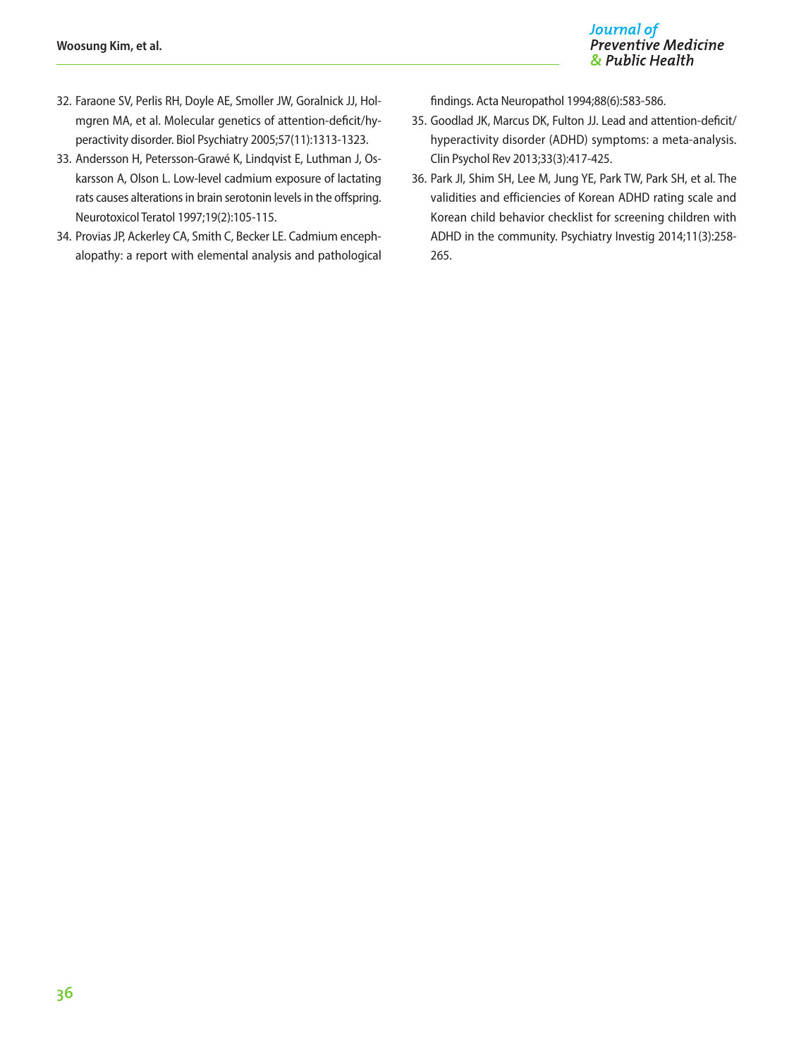32. Faraone SV, Perlis RH, Doyle AE, Smoller JW, Goralnick JJ, Holmgren MA, et al. Molecular genetics of attention-deficit/hyperactivity disorder. Biol Psychiatry 2005;57(11):1313-1323.
33. Andersson H, Petersson-Grawé K, Lindqvist E, Luthman J, Oskarsson A, Olson L. Low-level cadmium exposure of lactating rats causes alterations in brain serotonin levels in the offspring. Neurotoxicol Teratol 1997;19(2):105-115.
34. Provias JP, Ackerley CA, Smith C, Becker LE. Cadmium encephalopathy: a report with elemental analysis and pathological findings. Acta Neuropathol 1994;88(6):583-586.
35. Goodlad JK, Marcus DK, Fulton JJ. Lead and attention-deficit/hyperactivity disorder (ADHD) symptoms: a meta-analysis. Clin Psychol Rev 2013;33(3):417-425.
36. Park JI, Shim SH, Lee M, Jung YE, Park TW, Park SH, et al. The validities and efficiencies of Korean ADHD rating scale and Korean child behavior checklist for screening children with ADHD in the community. Psychiatry Investig 2014;11(3):258-265.